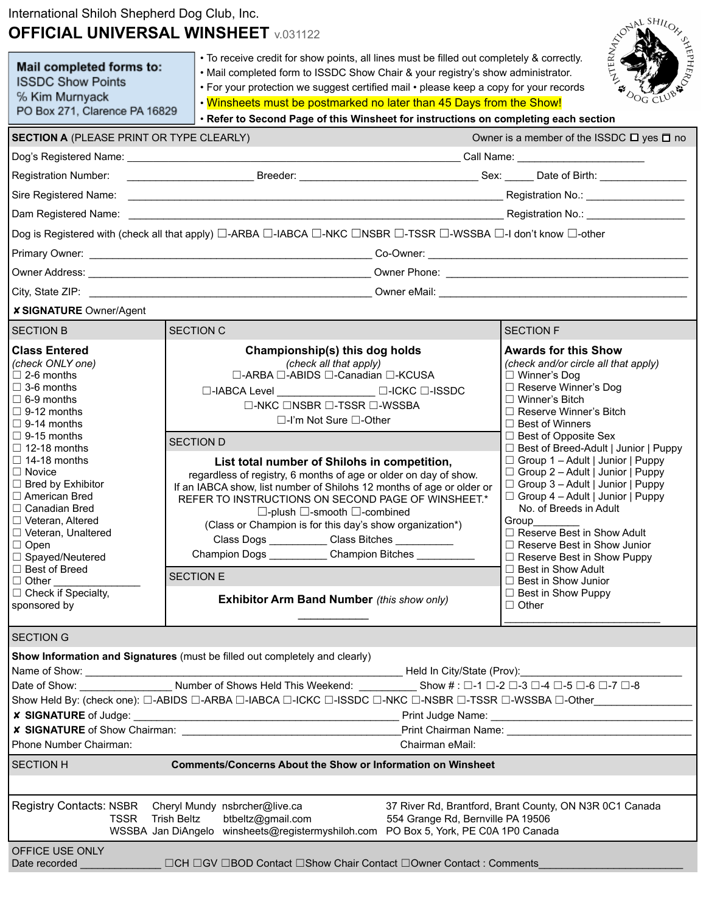International Shiloh Shepherd Dog Club, Inc.

# OFFICIAL UNIVERSAL WINSHEET v.031122

**Mail completed forms to:**
ISSDC Show Points
% Kim Murnyack
PO Box 271, Clarence PA 16829

- To receive credit for show points, all lines must be filled out completely & correctly.
- Mail completed form to ISSDC Show Chair & your registry's show administrator.
- For your protection we suggest certified mail • please keep a copy for your records
- Winsheets must be postmarked no later than 45 Days from the Show!
- **Refer to Second Page of this Winsheet for instructions on completing each section**

## SECTION A (PLEASE PRINT OR TYPE CLEARLY)

Owner is a member of the ISSDC ☐ yes ☐ no

Dog's Registered Name: ______________________________ Call Name: ______________

Registration Number: ______________ Breeder: ______________________ Sex: _____ Date of Birth: ______________

Sire Registered Name: ______________________________ Registration No.: ______________

Dam Registered Name: ______________________________ Registration No.: ______________

Dog is Registered with (check all that apply) ☐-ARBA ☐-IABCA ☐-NKC ☐NSBR ☐-TSSR ☐-WSSBA ☐-I don't know ☐-other

Primary Owner: ______________________________ Co-Owner: ______________________________

Owner Address: ______________________________ Owner Phone: ______________________________

City, State ZIP: ______________________________ Owner eMail: ______________________________

✘ **SIGNATURE** Owner/Agent

## SECTION B

**Class Entered**
*(check ONLY one)*

- ☐ 2-6 months
- ☐ 3-6 months
- ☐ 6-9 months
- ☐ 9-12 months
- ☐ 9-14 months
- ☐ 9-15 months
- ☐ 12-18 months
- ☐ 14-18 months
- ☐ Novice
- ☐ Bred by Exhibitor
- ☐ American Bred
- ☐ Canadian Bred
- ☐ Veteran, Altered
- ☐ Veteran, Unaltered
- ☐ Open
- ☐ Spayed/Neutered
- ☐ Best of Breed
- ☐ Other ______________
- ☐ Check if Specialty, sponsored by

## SECTION C

**Championship(s) this dog holds**
*(check all that apply)*

☐-ARBA ☐-ABIDS ☐-Canadian ☐-KCUSA
☐-IABCA Level ______________ ☐-ICKC ☐-ISSDC
☐-NKC ☐NSBR ☐-TSSR ☐-WSSBA
☐-I'm Not Sure ☐-Other

## SECTION D

**List total number of Shilohs in competition,**
regardless of registry, 6 months of age or older on day of show.
If an IABCA show, list number of Shilohs 12 months of age or older or REFER TO INSTRUCTIONS ON SECOND PAGE OF WINSHEET.*

☐-plush ☐-smooth ☐-combined

(Class or Champion is for this day's show organization*)

Class Dogs __________ Class Bitches __________
Champion Dogs __________ Champion Bitches __________

## SECTION E

**Exhibitor Arm Band Number** *(this show only)*
____________

## SECTION F

**Awards for this Show**
*(check and/or circle all that apply)*

- ☐ Winner's Dog
- ☐ Reserve Winner's Dog
- ☐ Winner's Bitch
- ☐ Reserve Winner's Bitch
- ☐ Best of Winners
- ☐ Best of Opposite Sex
- ☐ Best of Breed-Adult | Junior | Puppy
- ☐ Group 1 – Adult | Junior | Puppy
- ☐ Group 2 – Adult | Junior | Puppy
- ☐ Group 3 – Adult | Junior | Puppy
- ☐ Group 4 – Adult | Junior | Puppy

No. of Breeds in Adult Group________

- ☐ Reserve Best in Show Adult
- ☐ Reserve Best in Show Junior
- ☐ Reserve Best in Show Puppy
- ☐ Best in Show Adult
- ☐ Best in Show Junior
- ☐ Best in Show Puppy
- ☐ Other ______________________

## SECTION G

**Show Information and Signatures** (must be filled out completely and clearly)

Name of Show: ______________________________ Held In City/State (Prov):______________________

Date of Show: ______________ Number of Shows Held This Weekend: __________ Show # : ☐-1 ☐-2 ☐-3 ☐-4 ☐-5 ☐-6 ☐-7 ☐-8

Show Held By: (check one): ☐-ABIDS ☐-ARBA ☐-IABCA ☐-ICKC ☐-ISSDC ☐-NKC ☐-NSBR ☐-TSSR ☐-WSSBA ☐-Other________________

✘ **SIGNATURE** of Judge: ______________________________ Print Judge Name: ______________________________

✘ **SIGNATURE** of Show Chairman: ______________________________ Print Chairman Name: ______________________________

Phone Number Chairman: Chairman eMail:

## SECTION H

**Comments/Concerns About the Show or Information on Winsheet**

| Registry Contacts: | | | |
|---|---|---|---|
| NSBR | Cheryl Mundy | nsbrcher@live.ca | 37 River Rd, Brantford, Brant County, ON N3R 0C1 Canada |
| TSSR | Trish Beltz | btbeltz@gmail.com | 554 Grange Rd, Bernville PA 19506 |
| WSSBA | Jan DiAngelo | winsheets@registermyshiloh.com | PO Box 5, York, PE C0A 1P0 Canada |

OFFICE USE ONLY
Date recorded ______________ ☐CH ☐GV ☐BOD Contact ☐Show Chair Contact ☐Owner Contact : Comments________________________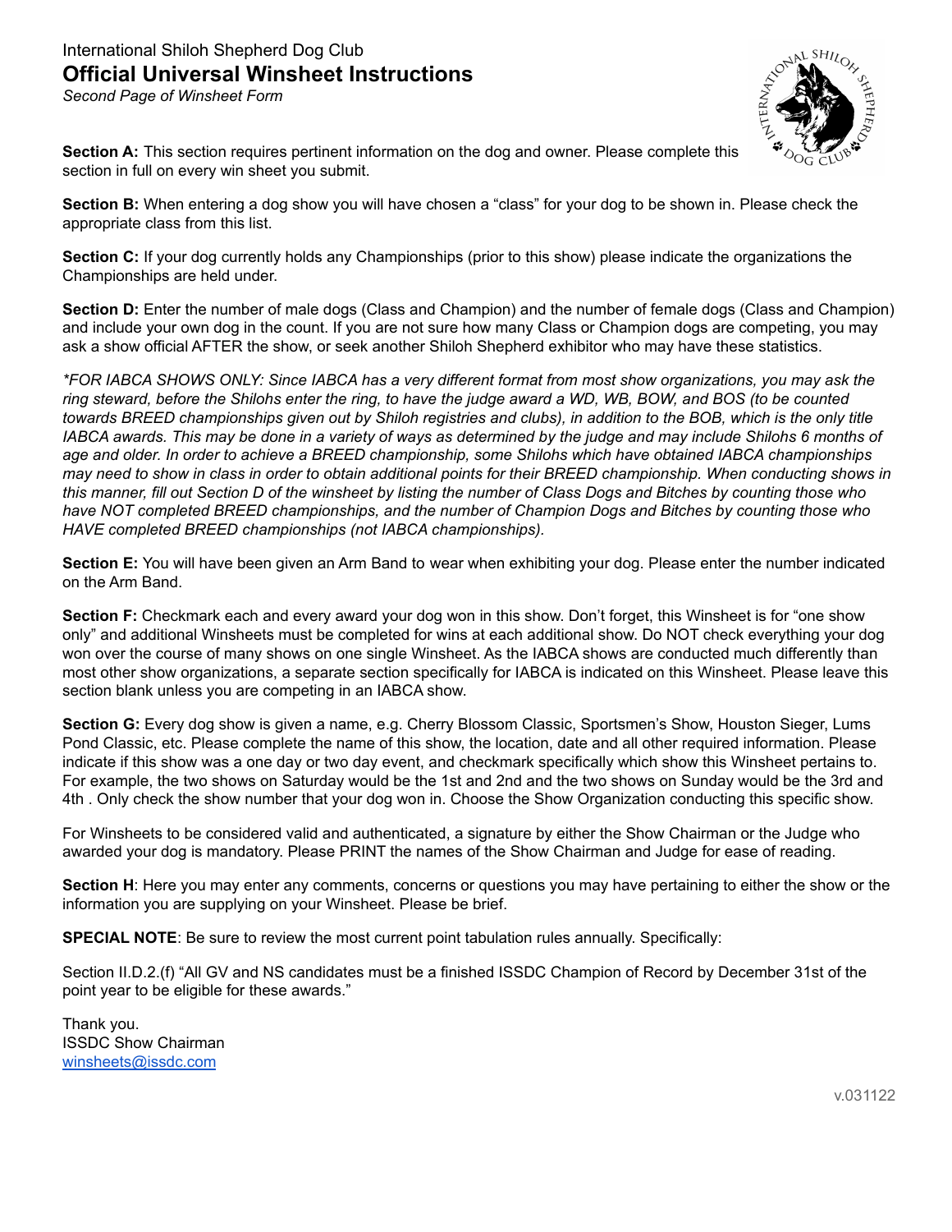International Shiloh Shepherd Dog Club

# Official Universal Winsheet Instructions

*Second Page of Winsheet Form*

**Section A:** This section requires pertinent information on the dog and owner. Please complete this section in full on every win sheet you submit.

**Section B:** When entering a dog show you will have chosen a "class" for your dog to be shown in. Please check the appropriate class from this list.

**Section C:** If your dog currently holds any Championships (prior to this show) please indicate the organizations the Championships are held under.

**Section D:** Enter the number of male dogs (Class and Champion) and the number of female dogs (Class and Champion) and include your own dog in the count. If you are not sure how many Class or Champion dogs are competing, you may ask a show official AFTER the show, or seek another Shiloh Shepherd exhibitor who may have these statistics.

*\*FOR IABCA SHOWS ONLY: Since IABCA has a very different format from most show organizations, you may ask the ring steward, before the Shilohs enter the ring, to have the judge award a WD, WB, BOW, and BOS (to be counted towards BREED championships given out by Shiloh registries and clubs), in addition to the BOB, which is the only title IABCA awards. This may be done in a variety of ways as determined by the judge and may include Shilohs 6 months of age and older. In order to achieve a BREED championship, some Shilohs which have obtained IABCA championships may need to show in class in order to obtain additional points for their BREED championship. When conducting shows in this manner, fill out Section D of the winsheet by listing the number of Class Dogs and Bitches by counting those who have NOT completed BREED championships, and the number of Champion Dogs and Bitches by counting those who HAVE completed BREED championships (not IABCA championships).*

**Section E:** You will have been given an Arm Band to wear when exhibiting your dog. Please enter the number indicated on the Arm Band.

**Section F:** Checkmark each and every award your dog won in this show. Don't forget, this Winsheet is for "one show only" and additional Winsheets must be completed for wins at each additional show. Do NOT check everything your dog won over the course of many shows on one single Winsheet. As the IABCA shows are conducted much differently than most other show organizations, a separate section specifically for IABCA is indicated on this Winsheet. Please leave this section blank unless you are competing in an IABCA show.

**Section G:** Every dog show is given a name, e.g. Cherry Blossom Classic, Sportsmen's Show, Houston Sieger, Lums Pond Classic, etc. Please complete the name of this show, the location, date and all other required information. Please indicate if this show was a one day or two day event, and checkmark specifically which show this Winsheet pertains to. For example, the two shows on Saturday would be the 1st and 2nd and the two shows on Sunday would be the 3rd and 4th . Only check the show number that your dog won in. Choose the Show Organization conducting this specific show.

For Winsheets to be considered valid and authenticated, a signature by either the Show Chairman or the Judge who awarded your dog is mandatory. Please PRINT the names of the Show Chairman and Judge for ease of reading.

**Section H**: Here you may enter any comments, concerns or questions you may have pertaining to either the show or the information you are supplying on your Winsheet. Please be brief.

**SPECIAL NOTE**: Be sure to review the most current point tabulation rules annually. Specifically:

Section II.D.2.(f) "All GV and NS candidates must be a finished ISSDC Champion of Record by December 31st of the point year to be eligible for these awards."

Thank you.
ISSDC Show Chairman
winsheets@issdc.com

v.031122